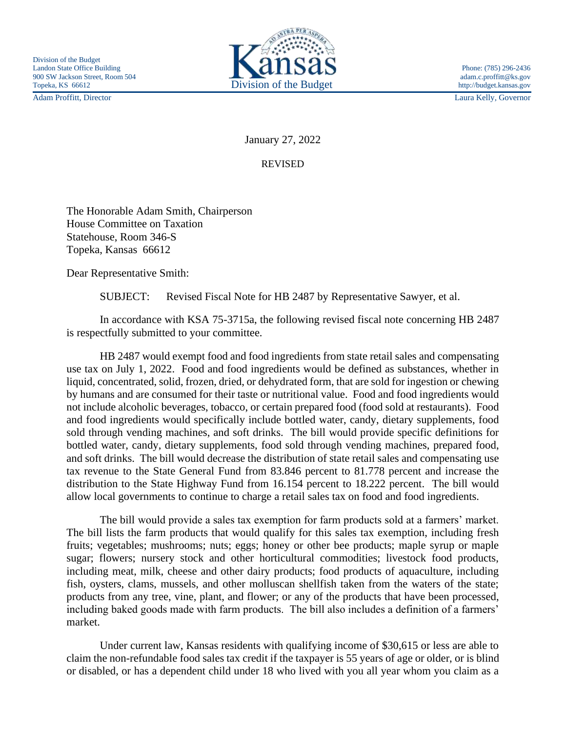Division of the Budget
Landon State Office Building
900 SW Jackson Street, Room 504
Topeka, KS 66612

**Kansas**
Division of the Budget

Phone: (785) 296-2436
adam.c.proffitt@ks.gov
http://budget.kansas.gov

Adam Proffitt, Director | Laura Kelly, Governor

January 27, 2022

REVISED

The Honorable Adam Smith, Chairperson
House Committee on Taxation
Statehouse, Room 346-S
Topeka, Kansas 66612

Dear Representative Smith:

SUBJECT: Revised Fiscal Note for HB 2487 by Representative Sawyer, et al.

In accordance with KSA 75-3715a, the following revised fiscal note concerning HB 2487 is respectfully submitted to your committee.

HB 2487 would exempt food and food ingredients from state retail sales and compensating use tax on July 1, 2022. Food and food ingredients would be defined as substances, whether in liquid, concentrated, solid, frozen, dried, or dehydrated form, that are sold for ingestion or chewing by humans and are consumed for their taste or nutritional value. Food and food ingredients would not include alcoholic beverages, tobacco, or certain prepared food (food sold at restaurants). Food and food ingredients would specifically include bottled water, candy, dietary supplements, food sold through vending machines, and soft drinks. The bill would provide specific definitions for bottled water, candy, dietary supplements, food sold through vending machines, prepared food, and soft drinks. The bill would decrease the distribution of state retail sales and compensating use tax revenue to the State General Fund from 83.846 percent to 81.778 percent and increase the distribution to the State Highway Fund from 16.154 percent to 18.222 percent. The bill would allow local governments to continue to charge a retail sales tax on food and food ingredients.

The bill would provide a sales tax exemption for farm products sold at a farmers' market. The bill lists the farm products that would qualify for this sales tax exemption, including fresh fruits; vegetables; mushrooms; nuts; eggs; honey or other bee products; maple syrup or maple sugar; flowers; nursery stock and other horticultural commodities; livestock food products, including meat, milk, cheese and other dairy products; food products of aquaculture, including fish, oysters, clams, mussels, and other molluscan shellfish taken from the waters of the state; products from any tree, vine, plant, and flower; or any of the products that have been processed, including baked goods made with farm products. The bill also includes a definition of a farmers' market.

Under current law, Kansas residents with qualifying income of $30,615 or less are able to claim the non-refundable food sales tax credit if the taxpayer is 55 years of age or older, or is blind or disabled, or has a dependent child under 18 who lived with you all year whom you claim as a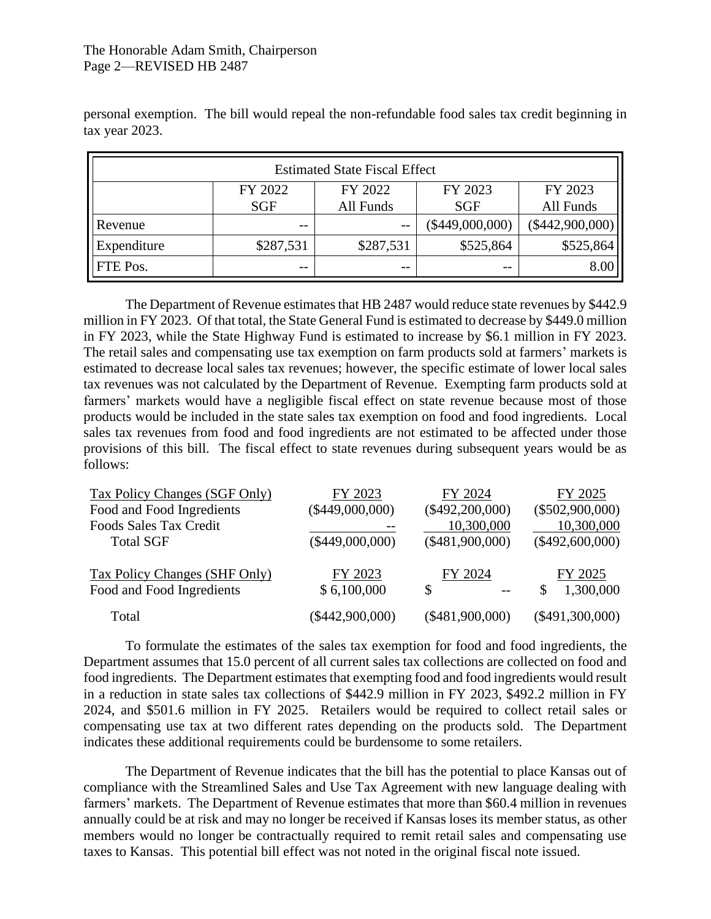personal exemption. The bill would repeal the non-refundable food sales tax credit beginning in tax year 2023.

| Estimated State Fiscal Effect | | | | |
|---|---|---|---|---|
| | FY 2022 SGF | FY 2022 All Funds | FY 2023 SGF | FY 2023 All Funds |
| Revenue | -- | -- | ($449,000,000) | ($442,900,000) |
| Expenditure | $287,531 | $287,531 | $525,864 | $525,864 |
| FTE Pos. | -- | -- | -- | 8.00 |

The Department of Revenue estimates that HB 2487 would reduce state revenues by $442.9 million in FY 2023. Of that total, the State General Fund is estimated to decrease by $449.0 million in FY 2023, while the State Highway Fund is estimated to increase by $6.1 million in FY 2023. The retail sales and compensating use tax exemption on farm products sold at farmers' markets is estimated to decrease local sales tax revenues; however, the specific estimate of lower local sales tax revenues was not calculated by the Department of Revenue. Exempting farm products sold at farmers' markets would have a negligible fiscal effect on state revenue because most of those products would be included in the state sales tax exemption on food and food ingredients. Local sales tax revenues from food and food ingredients are not estimated to be affected under those provisions of this bill. The fiscal effect to state revenues during subsequent years would be as follows:

| Tax Policy Changes (SGF Only) | FY 2023 | FY 2024 | FY 2025 |
|---|---|---|---|
| Food and Food Ingredients | ($449,000,000) | ($492,200,000) | ($502,900,000) |
| Foods Sales Tax Credit | -- | 10,300,000 | 10,300,000 |
| Total SGF | ($449,000,000) | ($481,900,000) | ($492,600,000) |
| **Tax Policy Changes (SHF Only)** | **FY 2023** | **FY 2024** | **FY 2025** |
| Food and Food Ingredients | $ 6,100,000 | $ -- | $ 1,300,000 |
| Total | ($442,900,000) | ($481,900,000) | ($491,300,000) |

To formulate the estimates of the sales tax exemption for food and food ingredients, the Department assumes that 15.0 percent of all current sales tax collections are collected on food and food ingredients. The Department estimates that exempting food and food ingredients would result in a reduction in state sales tax collections of $442.9 million in FY 2023, $492.2 million in FY 2024, and $501.6 million in FY 2025. Retailers would be required to collect retail sales or compensating use tax at two different rates depending on the products sold. The Department indicates these additional requirements could be burdensome to some retailers.

The Department of Revenue indicates that the bill has the potential to place Kansas out of compliance with the Streamlined Sales and Use Tax Agreement with new language dealing with farmers' markets. The Department of Revenue estimates that more than $60.4 million in revenues annually could be at risk and may no longer be received if Kansas loses its member status, as other members would no longer be contractually required to remit retail sales and compensating use taxes to Kansas. This potential bill effect was not noted in the original fiscal note issued.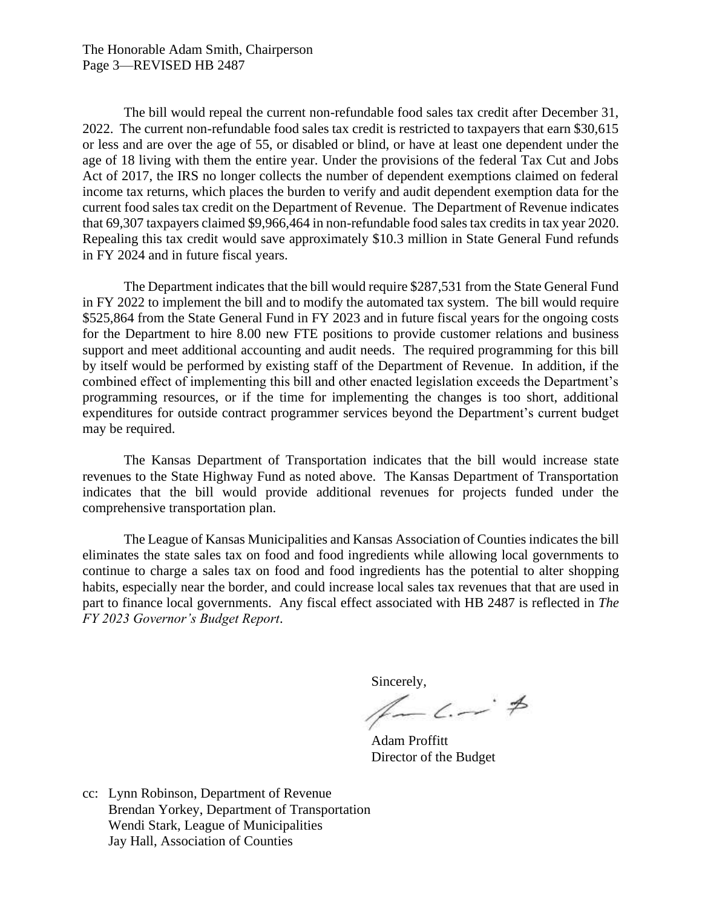The bill would repeal the current non-refundable food sales tax credit after December 31, 2022. The current non-refundable food sales tax credit is restricted to taxpayers that earn $30,615 or less and are over the age of 55, or disabled or blind, or have at least one dependent under the age of 18 living with them the entire year. Under the provisions of the federal Tax Cut and Jobs Act of 2017, the IRS no longer collects the number of dependent exemptions claimed on federal income tax returns, which places the burden to verify and audit dependent exemption data for the current food sales tax credit on the Department of Revenue. The Department of Revenue indicates that 69,307 taxpayers claimed $9,966,464 in non-refundable food sales tax credits in tax year 2020. Repealing this tax credit would save approximately $10.3 million in State General Fund refunds in FY 2024 and in future fiscal years.

The Department indicates that the bill would require $287,531 from the State General Fund in FY 2022 to implement the bill and to modify the automated tax system. The bill would require $525,864 from the State General Fund in FY 2023 and in future fiscal years for the ongoing costs for the Department to hire 8.00 new FTE positions to provide customer relations and business support and meet additional accounting and audit needs. The required programming for this bill by itself would be performed by existing staff of the Department of Revenue. In addition, if the combined effect of implementing this bill and other enacted legislation exceeds the Department's programming resources, or if the time for implementing the changes is too short, additional expenditures for outside contract programmer services beyond the Department's current budget may be required.

The Kansas Department of Transportation indicates that the bill would increase state revenues to the State Highway Fund as noted above. The Kansas Department of Transportation indicates that the bill would provide additional revenues for projects funded under the comprehensive transportation plan.

The League of Kansas Municipalities and Kansas Association of Counties indicates the bill eliminates the state sales tax on food and food ingredients while allowing local governments to continue to charge a sales tax on food and food ingredients has the potential to alter shopping habits, especially near the border, and could increase local sales tax revenues that that are used in part to finance local governments. Any fiscal effect associated with HB 2487 is reflected in *The FY 2023 Governor's Budget Report*.

Sincerely,

Adam Proffitt
Director of the Budget

cc: Lynn Robinson, Department of Revenue
Brendan Yorkey, Department of Transportation
Wendi Stark, League of Municipalities
Jay Hall, Association of Counties